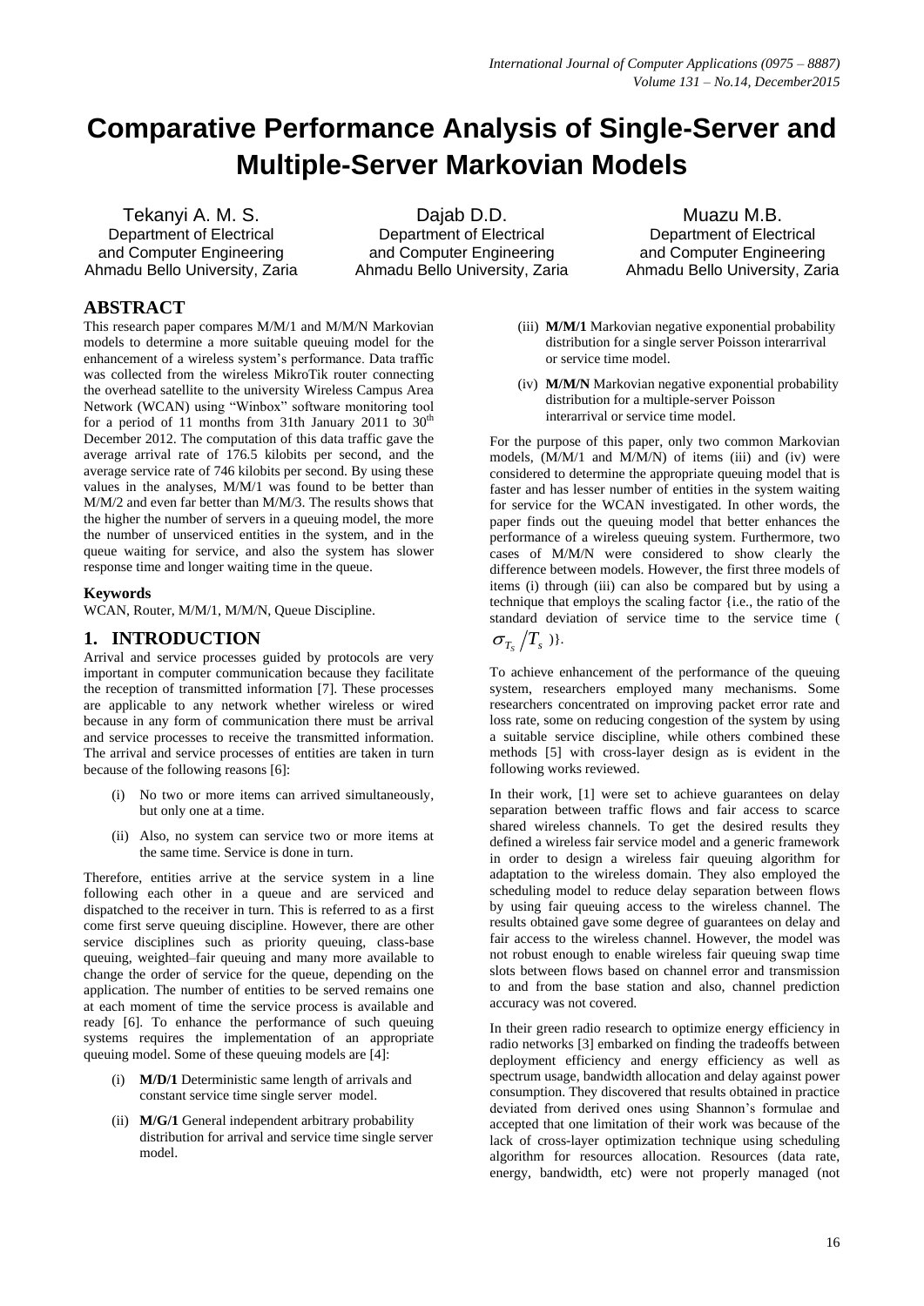# Comparative Performance Analysis of Single-Server and Multiple-Server Markovian Models

Tekanyi A. M. S.
Department of Electrical and Computer Engineering
Ahmadu Bello University, Zaria

Dajab D.D.
Department of Electrical and Computer Engineering
Ahmadu Bello University, Zaria

Muazu M.B.
Department of Electrical and Computer Engineering
Ahmadu Bello University, Zaria

## ABSTRACT

This research paper compares M/M/1 and M/M/N Markovian models to determine a more suitable queuing model for the enhancement of a wireless system's performance. Data traffic was collected from the wireless MikroTik router connecting the overhead satellite to the university Wireless Campus Area Network (WCAN) using "Winbox" software monitoring tool for a period of 11 months from 31th January 2011 to 30[th] December 2012. The computation of this data traffic gave the average arrival rate of 176.5 kilobits per second, and the average service rate of 746 kilobits per second. By using these values in the analyses, M/M/1 was found to be better than M/M/2 and even far better than M/M/3. The results shows that the higher the number of servers in a queuing model, the more the number of unserviced entities in the system, and in the queue waiting for service, and also the system has slower response time and longer waiting time in the queue.

### Keywords

WCAN, Router, M/M/1, M/M/N, Queue Discipline.

## 1. INTRODUCTION

Arrival and service processes guided by protocols are very important in computer communication because they facilitate the reception of transmitted information [7]. These processes are applicable to any network whether wireless or wired because in any form of communication there must be arrival and service processes to receive the transmitted information. The arrival and service processes of entities are taken in turn because of the following reasons [6]:

(i) No two or more items can arrived simultaneously, but only one at a time.

(ii) Also, no system can service two or more items at the same time. Service is done in turn.

Therefore, entities arrive at the service system in a line following each other in a queue and are serviced and dispatched to the receiver in turn. This is referred to as a first come first serve queuing discipline. However, there are other service disciplines such as priority queuing, class-base queuing, weighted–fair queuing and many more available to change the order of service for the queue, depending on the application. The number of entities to be served remains one at each moment of time the service process is available and ready [6]. To enhance the performance of such queuing systems requires the implementation of an appropriate queuing model. Some of these queuing models are [4]:

(i) **M/D/1** Deterministic same length of arrivals and constant service time single server model.

(ii) **M/G/1** General independent arbitrary probability distribution for arrival and service time single server model.

(iii) **M/M/1** Markovian negative exponential probability distribution for a single server Poisson interarrival or service time model.

(iv) **M/M/N** Markovian negative exponential probability distribution for a multiple-server Poisson interarrival or service time model.

For the purpose of this paper, only two common Markovian models, (M/M/1 and M/M/N) of items (iii) and (iv) were considered to determine the appropriate queuing model that is faster and has lesser number of entities in the system waiting for service for the WCAN investigated. In other words, the paper finds out the queuing model that better enhances the performance of a wireless queuing system. Furthermore, two cases of M/M/N were considered to show clearly the difference between models. However, the first three models of items (i) through (iii) can also be compared but by using a technique that employs the scaling factor {i.e., the ratio of the standard deviation of service time to the service time ( $\sigma_{T_s}/T_s$ )}.

To achieve enhancement of the performance of the queuing system, researchers employed many mechanisms. Some researchers concentrated on improving packet error rate and loss rate, some on reducing congestion of the system by using a suitable service discipline, while others combined these methods [5] with cross-layer design as is evident in the following works reviewed.

In their work, [1] were set to achieve guarantees on delay separation between traffic flows and fair access to scarce shared wireless channels. To get the desired results they defined a wireless fair service model and a generic framework in order to design a wireless fair queuing algorithm for adaptation to the wireless domain. They also employed the scheduling model to reduce delay separation between flows by using fair queuing access to the wireless channel. The results obtained gave some degree of guarantees on delay and fair access to the wireless channel. However, the model was not robust enough to enable wireless fair queuing swap time slots between flows based on channel error and transmission to and from the base station and also, channel prediction accuracy was not covered.

In their green radio research to optimize energy efficiency in radio networks [3] embarked on finding the tradeoffs between deployment efficiency and energy efficiency as well as spectrum usage, bandwidth allocation and delay against power consumption. They discovered that results obtained in practice deviated from derived ones using Shannon's formulae and accepted that one limitation of their work was because of the lack of cross-layer optimization technique using scheduling algorithm for resources allocation. Resources (data rate, energy, bandwidth, etc) were not properly managed (not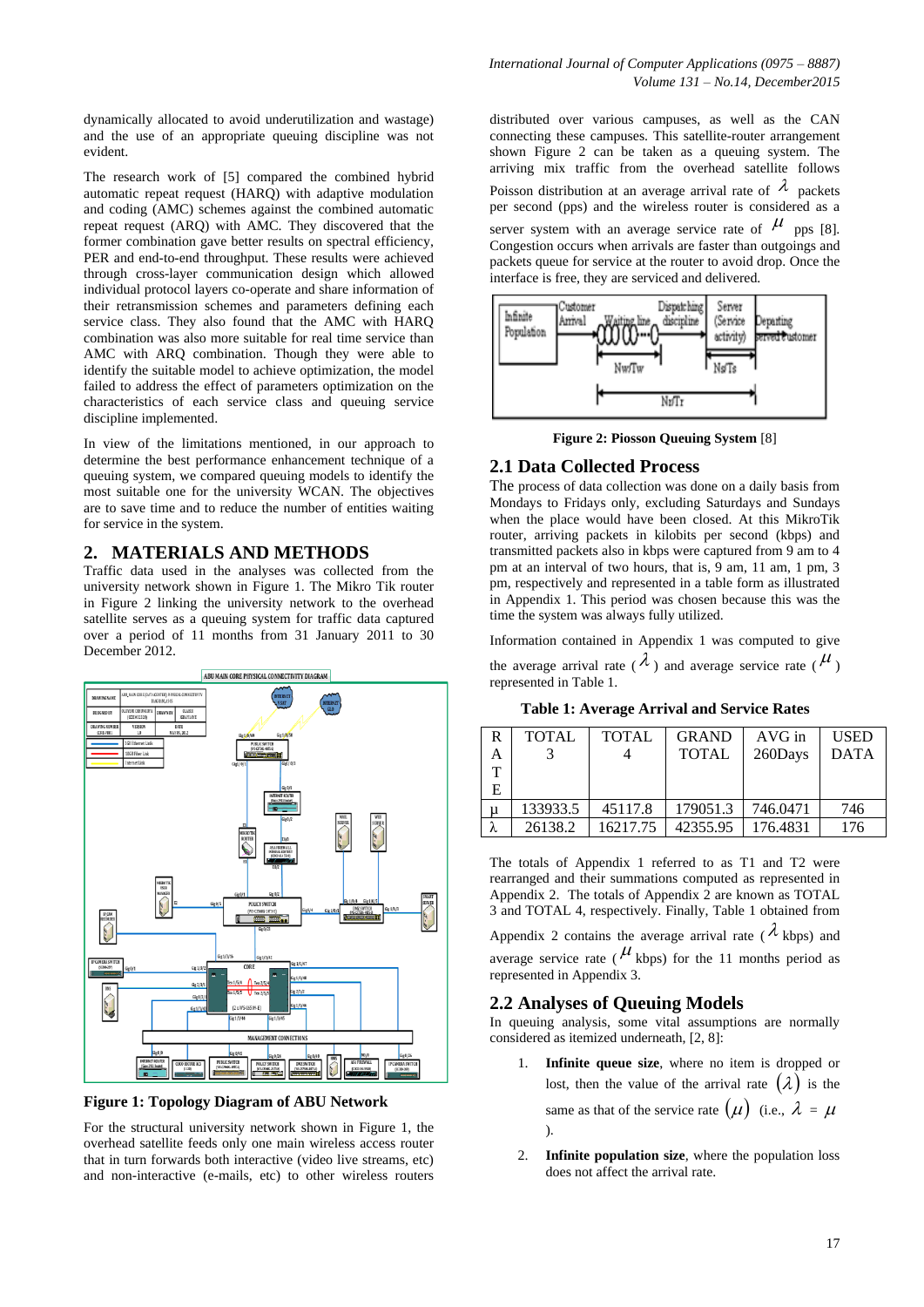dynamically allocated to avoid underutilization and wastage) and the use of an appropriate queuing discipline was not evident.

The research work of [5] compared the combined hybrid automatic repeat request (HARQ) with adaptive modulation and coding (AMC) schemes against the combined automatic repeat request (ARQ) with AMC. They discovered that the former combination gave better results on spectral efficiency, PER and end-to-end throughput. These results were achieved through cross-layer communication design which allowed individual protocol layers co-operate and share information of their retransmission schemes and parameters defining each service class. They also found that the AMC with HARQ combination was also more suitable for real time service than AMC with ARQ combination. Though they were able to identify the suitable model to achieve optimization, the model failed to address the effect of parameters optimization on the characteristics of each service class and queuing service discipline implemented.

In view of the limitations mentioned, in our approach to determine the best performance enhancement technique of a queuing system, we compared queuing models to identify the most suitable one for the university WCAN. The objectives are to save time and to reduce the number of entities waiting for service in the system.

## 2. MATERIALS AND METHODS

Traffic data used in the analyses was collected from the university network shown in Figure 1. The Mikro Tik router in Figure 2 linking the university network to the overhead satellite serves as a queuing system for traffic data captured over a period of 11 months from 31 January 2011 to 30 December 2012.

**Figure 1: Topology Diagram of ABU Network**

For the structural university network shown in Figure 1, the overhead satellite feeds only one main wireless access router that in turn forwards both interactive (video live streams, etc) and non-interactive (e-mails, etc) to other wireless routers distributed over various campuses, as well as the CAN connecting these campuses. This satellite-router arrangement shown Figure 2 can be taken as a queuing system. The arriving mix traffic from the overhead satellite follows Poisson distribution at an average arrival rate of $\lambda$ packets per second (pps) and the wireless router is considered as a server system with an average service rate of $\mu$ pps [8]. Congestion occurs when arrivals are faster than outgoings and packets queue for service at the router to avoid drop. Once the interface is free, they are serviced and delivered.

**Figure 2: Piosson Queuing System** [8]

### 2.1 Data Collected Process

The process of data collection was done on a daily basis from Mondays to Fridays only, excluding Saturdays and Sundays when the place would have been closed. At this MikroTik router, arriving packets in kilobits per second (kbps) and transmitted packets also in kbps were captured from 9 am to 4 pm at an interval of two hours, that is, 9 am, 11 am, 1 pm, 3 pm, respectively and represented in a table form as illustrated in Appendix 1. This period was chosen because this was the time the system was always fully utilized.

Information contained in Appendix 1 was computed to give the average arrival rate ($\lambda$) and average service rate ($\mu$) represented in Table 1.

**Table 1: Average Arrival and Service Rates**

| RATE | TOTAL 3 | TOTAL 4 | GRAND TOTAL | AVG in 260Days | USED DATA |
|---|---|---|---|---|---|
| $\mu$ | 133933.5 | 45117.8 | 179051.3 | 746.0471 | 746 |
| $\lambda$ | 26138.2 | 16217.75 | 42355.95 | 176.4831 | 176 |

The totals of Appendix 1 referred to as T1 and T2 were rearranged and their summations computed as represented in Appendix 2. The totals of Appendix 2 are known as TOTAL 3 and TOTAL 4, respectively. Finally, Table 1 obtained from Appendix 2 contains the average arrival rate ($\lambda$ kbps) and average service rate ($\mu$ kbps) for the 11 months period as represented in Appendix 3.

### 2.2 Analyses of Queuing Models

In queuing analysis, some vital assumptions are normally considered as itemized underneath, [2, 8]:

1. **Infinite queue size**, where no item is dropped or lost, then the value of the arrival rate $(\lambda)$ is the same as that of the service rate $(\mu)$ (i.e., $\lambda = \mu$).
2. **Infinite population size**, where the population loss does not affect the arrival rate.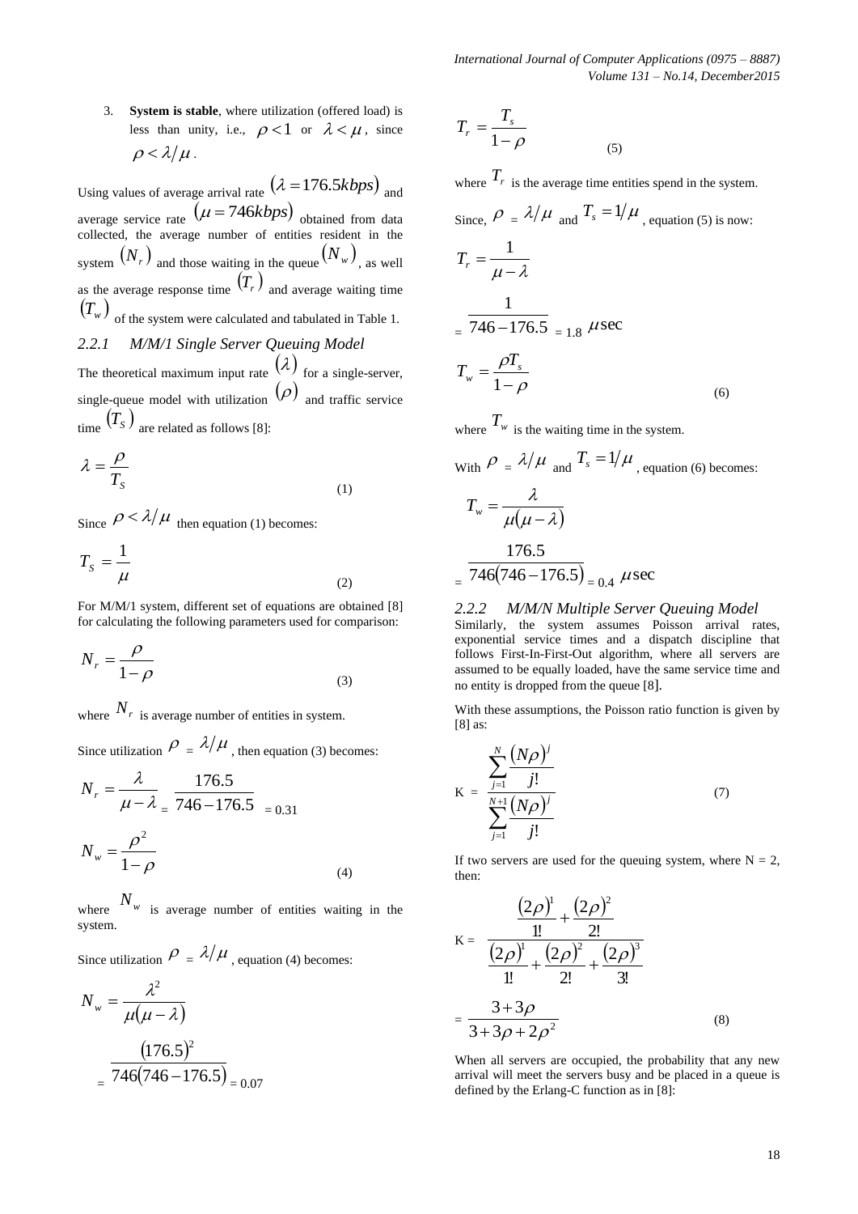3. **System is stable**, where utilization (offered load) is less than unity, i.e., $\rho < 1$ or $\lambda < \mu$, since $\rho < \lambda/\mu$.

Using values of average arrival rate $(\lambda = 176.5kbps)$ and average service rate $(\mu = 746kbps)$ obtained from data collected, the average number of entities resident in the system $(N_r)$ and those waiting in the queue $(N_w)$, as well as the average response time $(T_r)$ and average waiting time $(T_w)$ of the system were calculated and tabulated in Table 1.

### 2.2.1 M/M/1 Single Server Queuing Model

The theoretical maximum input rate $(\lambda)$ for a single-server, single-queue model with utilization $(\rho)$ and traffic service time $(T_S)$ are related as follows [8]:

$$\lambda = \frac{\rho}{T_S} \tag{1}$$

Since $\rho < \lambda/\mu$ then equation (1) becomes:

$$T_S = \frac{1}{\mu} \tag{2}$$

For M/M/1 system, different set of equations are obtained [8] for calculating the following parameters used for comparison:

$$N_r = \frac{\rho}{1-\rho} \tag{3}$$

where $N_r$ is average number of entities in system.

Since utilization $\rho = \lambda/\mu$, then equation (3) becomes:

$$N_r = \frac{\lambda}{\mu - \lambda} = \frac{176.5}{746 - 176.5} = 0.31$$

$$N_w = \frac{\rho^2}{1-\rho} \tag{4}$$

where $N_w$ is average number of entities waiting in the system.

Since utilization $\rho = \lambda/\mu$, equation (4) becomes:

$$N_w = \frac{\lambda^2}{\mu(\mu - \lambda)}$$

$$= \frac{(176.5)^2}{746(746 - 176.5)} = 0.07$$

$$T_r = \frac{T_s}{1-\rho} \tag{5}$$

where $T_r$ is the average time entities spend in the system.

Since, $\rho = \lambda/\mu$ and $T_s = 1/\mu$, equation (5) is now:

$$T_r = \frac{1}{\mu - \lambda}$$

$$= \frac{1}{746 - 176.5} = 1.8 \ \mu\text{sec}$$

$$T_w = \frac{\rho T_s}{1-\rho} \tag{6}$$

where $T_w$ is the waiting time in the system.

With $\rho = \lambda/\mu$ and $T_s = 1/\mu$, equation (6) becomes:

$$T_w = \frac{\lambda}{\mu(\mu - \lambda)}$$

$$= \frac{176.5}{746(746 - 176.5)} = 0.4 \ \mu\text{sec}$$

### 2.2.2 M/M/N Multiple Server Queuing Model

Similarly, the system assumes Poisson arrival rates, exponential service times and a dispatch discipline that follows First-In-First-Out algorithm, where all servers are assumed to be equally loaded, have the same service time and no entity is dropped from the queue [8].

With these assumptions, the Poisson ratio function is given by [8] as:

$$K = \frac{\sum_{j=1}^{N} \frac{(N\rho)^j}{j!}}{\sum_{j=1}^{N+1} \frac{(N\rho)^j}{j!}} \tag{7}$$

If two servers are used for the queuing system, where N = 2, then:

$$K = \frac{\frac{(2\rho)^1}{1!} + \frac{(2\rho)^2}{2!}}{\frac{(2\rho)^1}{1!} + \frac{(2\rho)^2}{2!} + \frac{(2\rho)^3}{3!}}$$

$$= \frac{3 + 3\rho}{3 + 3\rho + 2\rho^2} \tag{8}$$

When all servers are occupied, the probability that any new arrival will meet the servers busy and be placed in a queue is defined by the Erlang-C function as in [8]: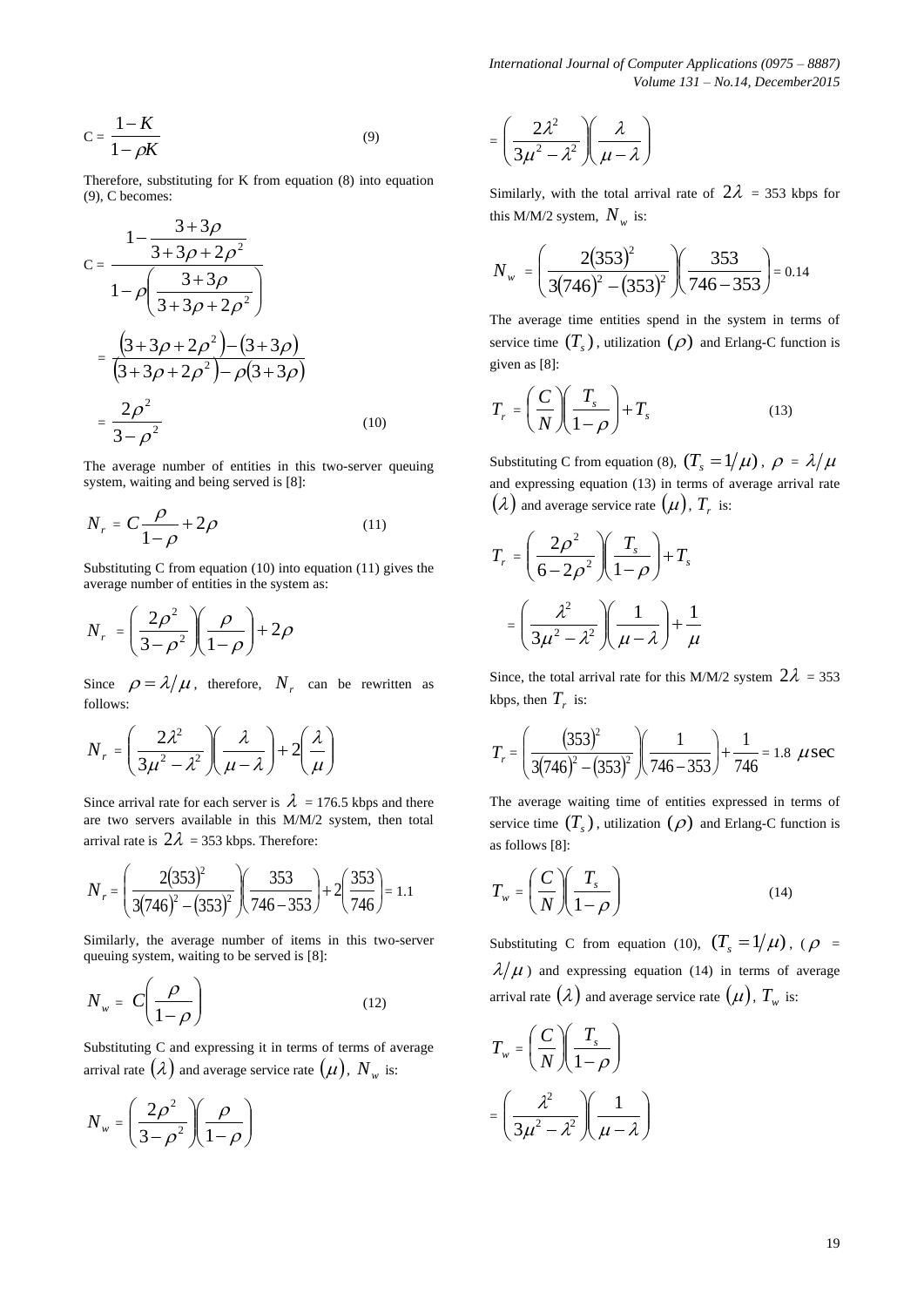$$C = \frac{1-K}{1-\rho K} \tag{9}$$

Therefore, substituting for K from equation (8) into equation (9), C becomes:

$$C = \frac{1-\dfrac{3+3\rho}{3+3\rho+2\rho^2}}{1-\rho\left(\dfrac{3+3\rho}{3+3\rho+2\rho^2}\right)}$$

$$= \frac{\left(3+3\rho+2\rho^2\right)-\left(3+3\rho\right)}{\left(3+3\rho+2\rho^2\right)-\rho\left(3+3\rho\right)}$$

$$= \frac{2\rho^2}{3-\rho^2} \tag{10}$$

The average number of entities in this two-server queuing system, waiting and being served is [8]:

$$N_r = C\frac{\rho}{1-\rho}+2\rho \tag{11}$$

Substituting C from equation (10) into equation (11) gives the average number of entities in the system as:

$$N_r = \left(\frac{2\rho^2}{3-\rho^2}\right)\left(\frac{\rho}{1-\rho}\right)+2\rho$$

Since $\rho = \lambda/\mu$, therefore, $N_r$ can be rewritten as follows:

$$N_r = \left(\frac{2\lambda^2}{3\mu^2-\lambda^2}\right)\left(\frac{\lambda}{\mu-\lambda}\right)+2\left(\frac{\lambda}{\mu}\right)$$

Since arrival rate for each server is $\lambda$ = 176.5 kbps and there are two servers available in this M/M/2 system, then total arrival rate is $2\lambda$ = 353 kbps. Therefore:

$$N_r = \left(\frac{2(353)^2}{3(746)^2-(353)^2}\right)\left(\frac{353}{746-353}\right)+2\left(\frac{353}{746}\right) = 1.1$$

Similarly, the average number of items in this two-server queuing system, waiting to be served is [8]:

$$N_w = C\left(\frac{\rho}{1-\rho}\right) \tag{12}$$

Substituting C and expressing it in terms of terms of average arrival rate $(\lambda)$ and average service rate $(\mu)$, $N_w$ is:

$$N_w = \left(\frac{2\rho^2}{3-\rho^2}\right)\left(\frac{\rho}{1-\rho}\right)$$

$$= \left(\frac{2\lambda^2}{3\mu^2-\lambda^2}\right)\left(\frac{\lambda}{\mu-\lambda}\right)$$

Similarly, with the total arrival rate of $2\lambda$ = 353 kbps for this M/M/2 system, $N_w$ is:

$$N_w = \left(\frac{2(353)^2}{3(746)^2-(353)^2}\right)\left(\frac{353}{746-353}\right) = 0.14$$

The average time entities spend in the system in terms of service time $(T_s)$, utilization $(\rho)$ and Erlang-C function is given as [8]:

$$T_r = \left(\frac{C}{N}\right)\left(\frac{T_s}{1-\rho}\right)+T_s \tag{13}$$

Substituting C from equation (8), $(T_s = 1/\mu)$, $\rho = \lambda/\mu$ and expressing equation (13) in terms of average arrival rate $(\lambda)$ and average service rate $(\mu)$, $T_r$ is:

$$T_r = \left(\frac{2\rho^2}{6-2\rho^2}\right)\left(\frac{T_s}{1-\rho}\right)+T_s$$

$$= \left(\frac{\lambda^2}{3\mu^2-\lambda^2}\right)\left(\frac{1}{\mu-\lambda}\right)+\frac{1}{\mu}$$

Since, the total arrival rate for this M/M/2 system $2\lambda$ = 353 kbps, then $T_r$ is:

$$T_r = \left(\frac{(353)^2}{3(746)^2-(353)^2}\right)\left(\frac{1}{746-353}\right)+\frac{1}{746} = 1.8\ \mu\text{sec}$$

The average waiting time of entities expressed in terms of service time $(T_s)$, utilization $(\rho)$ and Erlang-C function is as follows [8]:

$$T_w = \left(\frac{C}{N}\right)\left(\frac{T_s}{1-\rho}\right) \tag{14}$$

Substituting C from equation (10), $(T_s = 1/\mu)$, ($\rho = \lambda/\mu$) and expressing equation (14) in terms of average arrival rate $(\lambda)$ and average service rate $(\mu)$, $T_w$ is:

$$T_w = \left(\frac{C}{N}\right)\left(\frac{T_s}{1-\rho}\right)$$

$$= \left(\frac{\lambda^2}{3\mu^2-\lambda^2}\right)\left(\frac{1}{\mu-\lambda}\right)$$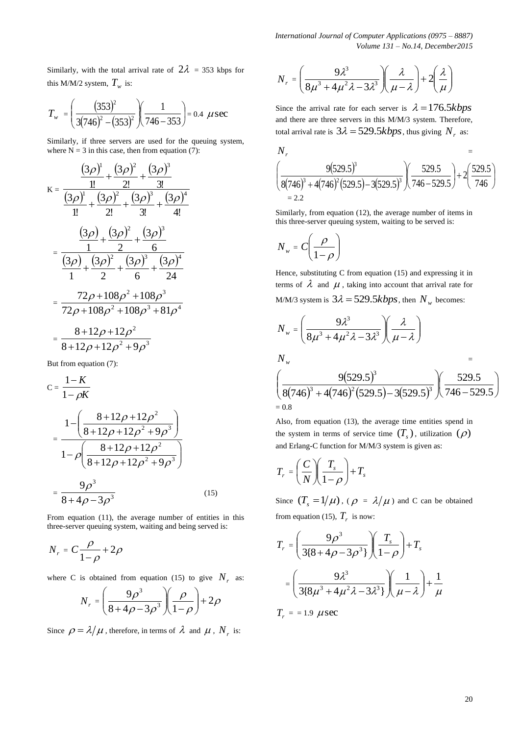Similarly, with the total arrival rate of $2\lambda$ = 353 kbps for this M/M/2 system, $T_w$ is:

$$T_w = \left(\frac{(353)^2}{3(746)^2 - (353)^2}\right)\left(\frac{1}{746-353}\right) = 0.4\ \mu\text{sec}$$

Similarly, if three servers are used for the queuing system, where N = 3 in this case, then from equation (7):

$$K = \frac{\frac{(3\rho)^1}{1!} + \frac{(3\rho)^2}{2!} + \frac{(3\rho)^3}{3!}}{\frac{(3\rho)^1}{1!} + \frac{(3\rho)^2}{2!} + \frac{(3\rho)^3}{3!} + \frac{(3\rho)^4}{4!}}$$

$$= \frac{\frac{(3\rho)}{1} + \frac{(3\rho)^2}{2} + \frac{(3\rho)^3}{6}}{\frac{(3\rho)}{1} + \frac{(3\rho)^2}{2} + \frac{(3\rho)^3}{6} + \frac{(3\rho)^4}{24}}$$

$$= \frac{72\rho + 108\rho^2 + 108\rho^3}{72\rho + 108\rho^2 + 108\rho^3 + 81\rho^4}$$

$$= \frac{8 + 12\rho + 12\rho^2}{8 + 12\rho + 12\rho^2 + 9\rho^3}$$

But from equation (7):

$$C = \frac{1-K}{1-\rho K}$$

$$= \frac{1 - \left(\frac{8+12\rho+12\rho^2}{8+12\rho+12\rho^2+9\rho^3}\right)}{1 - \rho\left(\frac{8+12\rho+12\rho^2}{8+12\rho+12\rho^2+9\rho^3}\right)}$$

$$= \frac{9\rho^3}{8 + 4\rho - 3\rho^3} \qquad (15)$$

From equation (11), the average number of entities in this three-server queuing system, waiting and being served is:

$$N_r = C\frac{\rho}{1-\rho} + 2\rho$$

where C is obtained from equation (15) to give $N_r$ as:

$$N_r = \left(\frac{9\rho^3}{8+4\rho-3\rho^3}\right)\left(\frac{\rho}{1-\rho}\right) + 2\rho$$

Since $\rho = \lambda/\mu$, therefore, in terms of $\lambda$ and $\mu$, $N_r$ is:

$$N_r = \left(\frac{9\lambda^3}{8\mu^3 + 4\mu^2\lambda - 3\lambda^3}\right)\left(\frac{\lambda}{\mu-\lambda}\right) + 2\left(\frac{\lambda}{\mu}\right)$$

Since the arrival rate for each server is $\lambda = 176.5kbps$ and there are three servers in this M/M/3 system. Therefore, total arrival rate is $3\lambda = 529.5kbps$, thus giving $N_r$ as:

$$N_r = \left(\frac{9(529.5)^3}{8(746)^3 + 4(746)^2(529.5) - 3(529.5)^3}\right)\left(\frac{529.5}{746-529.5}\right) + 2\left(\frac{529.5}{746}\right) = 2.2$$

Similarly, from equation (12), the average number of items in this three-server queuing system, waiting to be served is:

$$N_w = C\left(\frac{\rho}{1-\rho}\right)$$

Hence, substituting C from equation (15) and expressing it in terms of $\lambda$ and $\mu$, taking into account that arrival rate for M/M/3 system is $3\lambda = 529.5kbps$, then $N_w$ becomes:

$$N_w = \left(\frac{9\lambda^3}{8\mu^3 + 4\mu^2\lambda - 3\lambda^3}\right)\left(\frac{\lambda}{\mu-\lambda}\right)$$

$$N_w = \left(\frac{9(529.5)^3}{8(746)^3 + 4(746)^2(529.5) - 3(529.5)^3}\right)\left(\frac{529.5}{746-529.5}\right) = 0.8$$

Also, from equation (13), the average time entities spend in the system in terms of service time $(T_s)$, utilization $(\rho)$ and Erlang-C function for M/M/3 system is given as:

$$T_r = \left(\frac{C}{N}\right)\left(\frac{T_s}{1-\rho}\right) + T_s$$

Since $(T_s = 1/\mu)$, ($\rho$ = $\lambda/\mu$) and C can be obtained from equation (15), $T_r$ is now:

$$T_r = \left(\frac{9\rho^3}{3\{8+4\rho-3\rho^3\}}\right)\left(\frac{T_s}{1-\rho}\right) + T_s$$

$$= \left(\frac{9\lambda^3}{3\{8\mu^3 + 4\mu^2\lambda - 3\lambda^3\}}\right)\left(\frac{1}{\mu-\lambda}\right) + \frac{1}{\mu}$$

$$T_r = 1.9\ \mu\text{sec}$$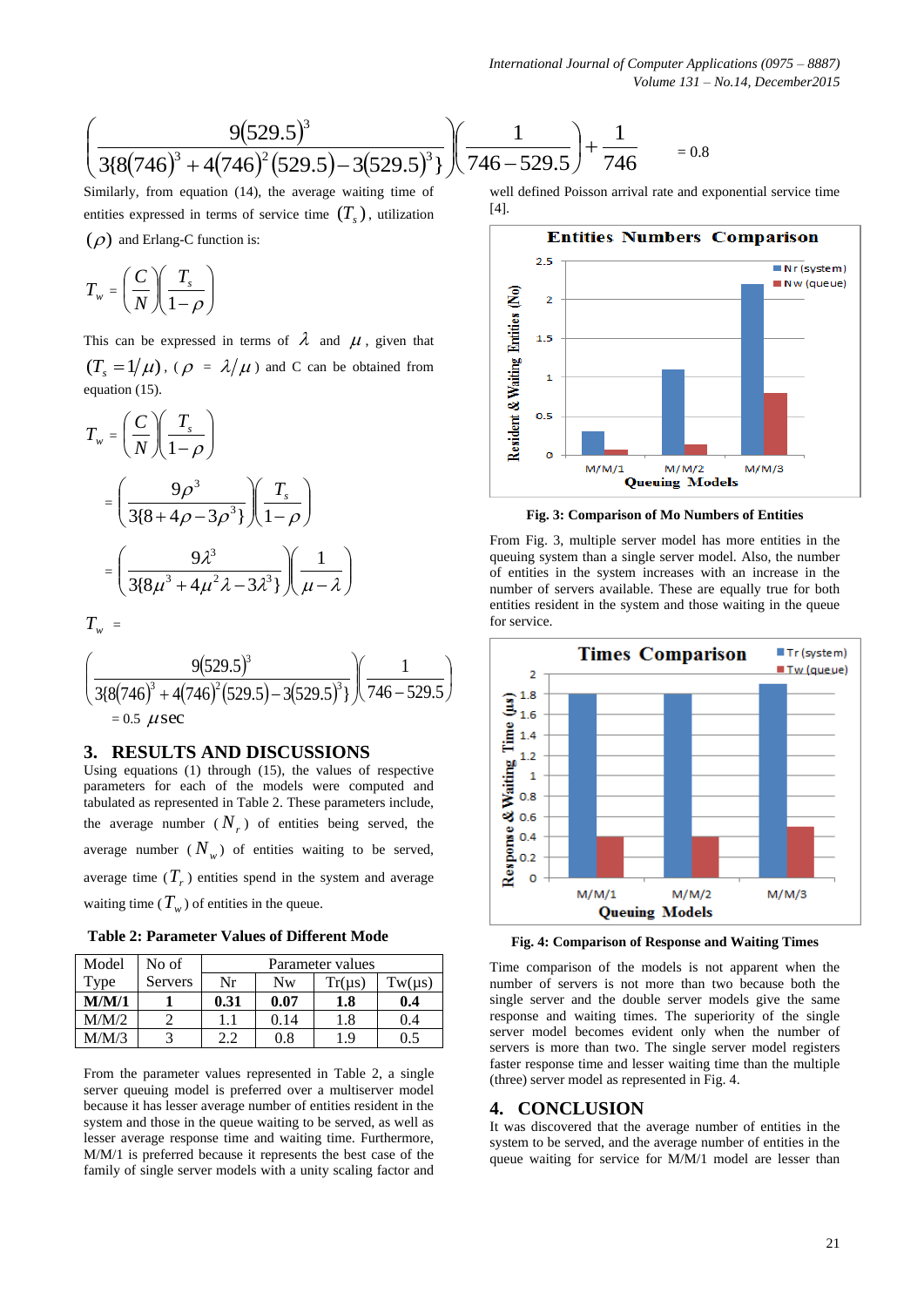$$\left(\frac{9(529.5)^3}{3\{8(746)^3+4(746)^2(529.5)-3(529.5)^3\}}\right)\left(\frac{1}{746-529.5}\right)+\frac{1}{746} \qquad = 0.8$$

Similarly, from equation (14), the average waiting time of entities expressed in terms of service time $(T_s)$, utilization $(\rho)$ and Erlang-C function is:

$$T_w = \left(\frac{C}{N}\right)\left(\frac{T_s}{1-\rho}\right)$$

This can be expressed in terms of $\lambda$ and $\mu$, given that $(T_s = 1/\mu)$, ($\rho = \lambda/\mu$) and C can be obtained from equation (15).

$$T_w = \left(\frac{C}{N}\right)\left(\frac{T_s}{1-\rho}\right)$$

$$= \left(\frac{9\rho^3}{3\{8+4\rho-3\rho^3\}}\right)\left(\frac{T_s}{1-\rho}\right)$$

$$= \left(\frac{9\lambda^3}{3\{8\mu^3+4\mu^2\lambda-3\lambda^3\}}\right)\left(\frac{1}{\mu-\lambda}\right)$$

$T_w$ =

$$\left(\frac{9(529.5)^3}{3\{8(746)^3+4(746)^2(529.5)-3(529.5)^3\}}\right)\left(\frac{1}{746-529.5}\right)$$

$= 0.5\ \mu\text{sec}$

## 3. RESULTS AND DISCUSSIONS

Using equations (1) through (15), the values of respective parameters for each of the models were computed and tabulated as represented in Table 2. These parameters include, the average number ($N_r$) of entities being served, the average number ($N_w$) of entities waiting to be served, average time ($T_r$) entities spend in the system and average waiting time ($T_w$) of entities in the queue.

**Table 2: Parameter Values of Different Mode**

| Model Type | No of Servers | Parameter values | | | |
|---|---|---|---|---|---|
| | | Nr | Nw | Tr(μs) | Tw(μs) |
| **M/M/1** | **1** | **0.31** | **0.07** | **1.8** | **0.4** |
| M/M/2 | 2 | 1.1 | 0.14 | 1.8 | 0.4 |
| M/M/3 | 3 | 2.2 | 0.8 | 1.9 | 0.5 |

From the parameter values represented in Table 2, a single server queuing model is preferred over a multiserver model because it has lesser average number of entities resident in the system and those in the queue waiting to be served, as well as lesser average response time and waiting time. Furthermore, M/M/1 is preferred because it represents the best case of the family of single server models with a unity scaling factor and well defined Poisson arrival rate and exponential service time [4].

**Fig. 3: Comparison of Mo Numbers of Entities**

From Fig. 3, multiple server model has more entities in the queuing system than a single server model. Also, the number of entities in the system increases with an increase in the number of servers available. These are equally true for both entities resident in the system and those waiting in the queue for service.

**Fig. 4: Comparison of Response and Waiting Times**

Time comparison of the models is not apparent when the number of servers is not more than two because both the single server and the double server models give the same response and waiting times. The superiority of the single server model becomes evident only when the number of servers is more than two. The single server model registers faster response time and lesser waiting time than the multiple (three) server model as represented in Fig. 4.

## 4. CONCLUSION

It was discovered that the average number of entities in the system to be served, and the average number of entities in the queue waiting for service for M/M/1 model are lesser than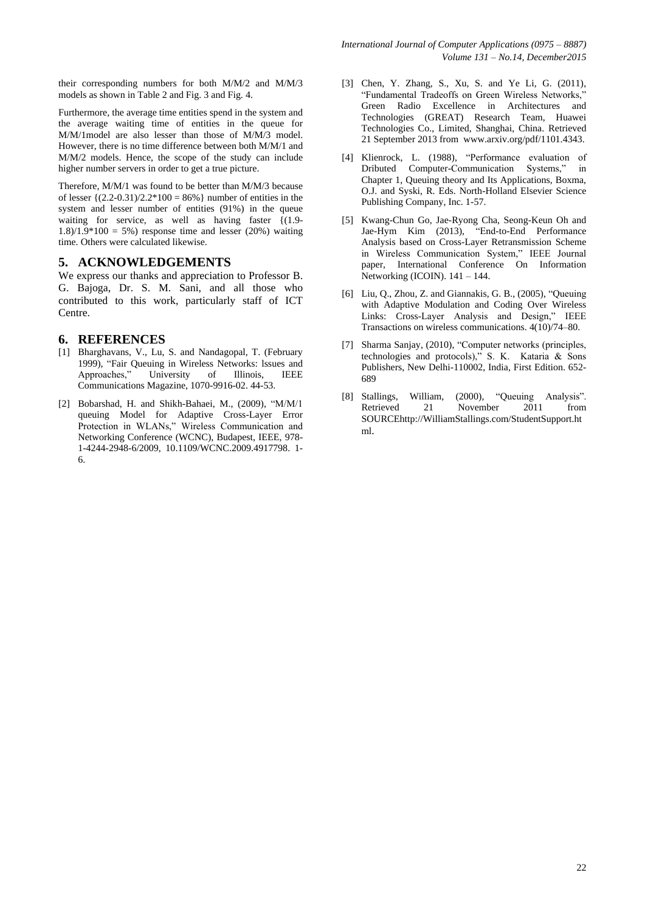their corresponding numbers for both M/M/2 and M/M/3 models as shown in Table 2 and Fig. 3 and Fig. 4.

Furthermore, the average time entities spend in the system and the average waiting time of entities in the queue for M/M/1model are also lesser than those of M/M/3 model. However, there is no time difference between both M/M/1 and M/M/2 models. Hence, the scope of the study can include higher number servers in order to get a true picture.

Therefore, M/M/1 was found to be better than M/M/3 because of lesser {(2.2-0.31)/2.2*100 = 86%} number of entities in the system and lesser number of entities (91%) in the queue waiting for service, as well as having faster {(1.9-1.8)/1.9*100 = 5%) response time and lesser (20%) waiting time. Others were calculated likewise.

## 5. ACKNOWLEDGEMENTS

We express our thanks and appreciation to Professor B. G. Bajoga, Dr. S. M. Sani, and all those who contributed to this work, particularly staff of ICT Centre.

## 6. REFERENCES

[1] Bharghavans, V., Lu, S. and Nandagopal, T. (February 1999), "Fair Queuing in Wireless Networks: lssues and Approaches," University of Illinois, IEEE Communications Magazine, 1070-9916-02. 44-53.

[2] Bobarshad, H. and Shikh-Bahaei, M., (2009), "M/M/1 queuing Model for Adaptive Cross-Layer Error Protection in WLANs," Wireless Communication and Networking Conference (WCNC), Budapest, IEEE, 978-1-4244-2948-6/2009, 10.1109/WCNC.2009.4917798. 1-6.

[3] Chen, Y. Zhang, S., Xu, S. and Ye Li, G. (2011), "Fundamental Tradeoffs on Green Wireless Networks," Green Radio Excellence in Architectures and Technologies (GREAT) Research Team, Huawei Technologies Co., Limited, Shanghai, China. Retrieved 21 September 2013 from www.arxiv.org/pdf/1101.4343.

[4] Klienrock, L. (1988), "Performance evaluation of Dributed Computer-Communication Systems," in Chapter 1, Queuing theory and Its Applications, Boxma, O.J. and Syski, R. Eds. North-Holland Elsevier Science Publishing Company, Inc. 1-57.

[5] Kwang-Chun Go, Jae-Ryong Cha, Seong-Keun Oh and Jae-Hym Kim (2013), "End-to-End Performance Analysis based on Cross-Layer Retransmission Scheme in Wireless Communication System," IEEE Journal paper, International Conference On Information Networking (ICOIN). 141 – 144.

[6] Liu, Q., Zhou, Z. and Giannakis, G. B., (2005), "Queuing with Adaptive Modulation and Coding Over Wireless Links: Cross-Layer Analysis and Design," IEEE Transactions on wireless communications. 4(10)/74–80.

[7] Sharma Sanjay, (2010), "Computer networks (principles, technologies and protocols)," S. K. Kataria & Sons Publishers, New Delhi-110002, India, First Edition. 652-689

[8] Stallings, William, (2000), "Queuing Analysis". Retrieved 21 November 2011 from SOURCEhttp://WilliamStallings.com/StudentSupport.html.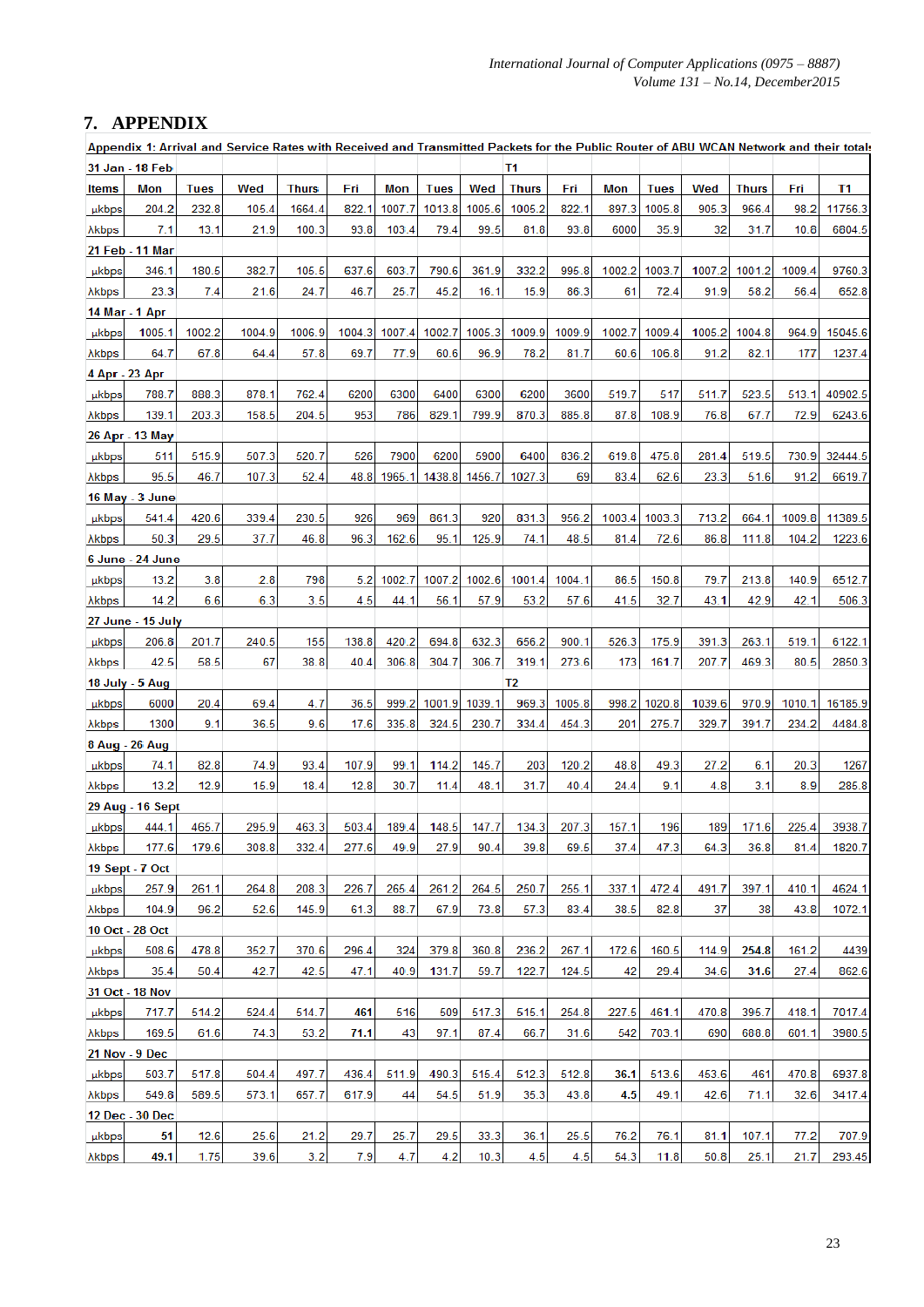## 7. APPENDIX

**Appendix 1: Arrival and Service Rates with Received and Transmitted Packets for the Public Router of ABU WCAN Network and their totals**

| Items | Mon | Tues | Wed | Thurs | Fri | Mon | Tues | Wed | Thurs | Fri | Mon | Tues | Wed | Thurs | Fri | T1 |
|---|---|---|---|---|---|---|---|---|---|---|---|---|---|---|---|---|
| **31 Jan - 18 Feb** | | | | | | | | | T1 | | | | | | | |
| µkbps | 204.2 | 232.8 | 105.4 | 1664.4 | 822.1 | 1007.7 | 1013.8 | 1005.6 | 1005.2 | 822.1 | 897.3 | 1005.8 | 905.3 | 966.4 | 98.2 | 11756.3 |
| λkbps | 7.1 | 13.1 | 21.9 | 100.3 | 93.8 | 103.4 | 79.4 | 99.5 | 81.8 | 93.8 | 6000 | 35.9 | 32 | 31.7 | 10.8 | 6804.5 |
| **21 Feb - 11 Mar** | | | | | | | | | | | | | | | | |
| µkbps | 346.1 | 180.5 | 382.7 | 105.5 | 637.6 | 603.7 | 790.6 | 361.9 | 332.2 | 995.8 | 1002.2 | 1003.7 | 1007.2 | 1001.2 | 1009.4 | 9760.3 |
| λkbps | 23.3 | 7.4 | 21.6 | 24.7 | 46.7 | 25.7 | 45.2 | 16.1 | 15.9 | 86.3 | 61 | 72.4 | 91.9 | 58.2 | 56.4 | 652.8 |
| **14 Mar - 1 Apr** | | | | | | | | | | | | | | | | |
| µkbps | 1005.1 | 1002.2 | 1004.9 | 1006.9 | 1004.3 | 1007.4 | 1002.7 | 1005.3 | 1009.9 | 1009.9 | 1002.7 | 1009.4 | 1005.2 | 1004.8 | 964.9 | 15045.6 |
| λkbps | 64.7 | 67.8 | 64.4 | 57.8 | 69.7 | 77.9 | 60.6 | 96.9 | 78.2 | 81.7 | 60.6 | 106.8 | 91.2 | 82.1 | 177 | 1237.4 |
| **4 Apr - 23 Apr** | | | | | | | | | | | | | | | | |
| µkbps | 788.7 | 888.3 | 878.1 | 762.4 | 6200 | 6300 | 6400 | 6300 | 6200 | 3600 | 519.7 | 517 | 511.7 | 523.5 | 513.1 | 40902.5 |
| λkbps | 139.1 | 203.3 | 158.5 | 204.5 | 953 | 786 | 829.1 | 799.9 | 870.3 | 885.8 | 87.8 | 108.9 | 76.8 | 67.7 | 72.9 | 6243.6 |
| **26 Apr - 13 May** | | | | | | | | | | | | | | | | |
| µkbps | 511 | 515.9 | 507.3 | 520.7 | 526 | 7900 | 6200 | 5900 | 6400 | 836.2 | 619.8 | 475.8 | 281.4 | 519.5 | 730.9 | 32444.5 |
| λkbps | 95.5 | 46.7 | 107.3 | 52.4 | 48.8 | 1965.1 | 1438.8 | 1456.7 | 1027.3 | 69 | 83.4 | 62.6 | 23.3 | 51.6 | 91.2 | 6619.7 |
| **16 May - 3 June** | | | | | | | | | | | | | | | | |
| µkbps | 541.4 | 420.6 | 339.4 | 230.5 | 926 | 969 | 861.3 | 920 | 831.3 | 956.2 | 1003.4 | 1003.3 | 713.2 | 664.1 | 1009.8 | 11389.5 |
| λkbps | 50.3 | 29.5 | 37.7 | 46.8 | 96.3 | 162.6 | 95.1 | 125.9 | 74.1 | 48.5 | 81.4 | 72.6 | 86.8 | 111.8 | 104.2 | 1223.6 |
| **6 June - 24 June** | | | | | | | | | | | | | | | | |
| µkbps | 13.2 | 3.8 | 2.8 | 798 | 5.2 | 1002.7 | 1007.2 | 1002.6 | 1001.4 | 1004.1 | 86.5 | 150.8 | 79.7 | 213.8 | 140.9 | 6512.7 |
| λkbps | 14.2 | 6.6 | 6.3 | 3.5 | 4.5 | 44.1 | 56.1 | 57.9 | 53.2 | 57.6 | 41.5 | 32.7 | 43.1 | 42.9 | 42.1 | 506.3 |
| **27 June - 15 July** | | | | | | | | | | | | | | | | |
| µkbps | 206.8 | 201.7 | 240.5 | 155 | 138.8 | 420.2 | 694.8 | 632.3 | 656.2 | 900.1 | 526.3 | 175.9 | 391.3 | 263.1 | 519.1 | 6122.1 |
| λkbps | 42.5 | 58.5 | 67 | 38.8 | 40.4 | 306.8 | 304.7 | 306.7 | 319.1 | 273.6 | 173 | 161.7 | 207.7 | 469.3 | 80.5 | 2850.3 |
| **18 July - 5 Aug** | | | | | | | | | T2 | | | | | | | |
| µkbps | 6000 | 20.4 | 69.4 | 4.7 | 36.5 | 999.2 | 1001.9 | 1039.1 | 969.3 | 1005.8 | 998.2 | 1020.8 | 1039.6 | 970.9 | 1010.1 | 16185.9 |
| λkbps | 1300 | 9.1 | 36.5 | 9.6 | 17.6 | 335.8 | 324.5 | 230.7 | 334.4 | 454.3 | 201 | 275.7 | 329.7 | 391.7 | 234.2 | 4484.8 |
| **8 Aug - 26 Aug** | | | | | | | | | | | | | | | | |
| µkbps | 74.1 | 82.8 | 74.9 | 93.4 | 107.9 | 99.1 | 114.2 | 145.7 | 203 | 120.2 | 48.8 | 49.3 | 27.2 | 6.1 | 20.3 | 1267 |
| λkbps | 13.2 | 12.9 | 15.9 | 18.4 | 12.8 | 30.7 | 11.4 | 48.1 | 31.7 | 40.4 | 24.4 | 9.1 | 4.8 | 3.1 | 8.9 | 285.8 |
| **29 Aug - 16 Sept** | | | | | | | | | | | | | | | | |
| µkbps | 444.1 | 465.7 | 295.9 | 463.3 | 503.4 | 189.4 | 148.5 | 147.7 | 134.3 | 207.3 | 157.1 | 196 | 189 | 171.6 | 225.4 | 3938.7 |
| λkbps | 177.6 | 179.6 | 308.8 | 332.4 | 277.6 | 49.9 | 27.9 | 90.4 | 39.8 | 69.5 | 37.4 | 47.3 | 64.3 | 36.8 | 81.4 | 1820.7 |
| **19 Sept - 7 Oct** | | | | | | | | | | | | | | | | |
| µkbps | 257.9 | 261.1 | 264.8 | 208.3 | 226.7 | 265.4 | 261.2 | 264.5 | 250.7 | 255.1 | 337.1 | 472.4 | 491.7 | 397.1 | 410.1 | 4624.1 |
| λkbps | 104.9 | 96.2 | 52.6 | 145.9 | 61.3 | 88.7 | 67.9 | 73.8 | 57.3 | 83.4 | 38.5 | 82.8 | 37 | 38 | 43.8 | 1072.1 |
| **10 Oct - 28 Oct** | | | | | | | | | | | | | | | | |
| µkbps | 508.6 | 478.8 | 352.7 | 370.6 | 296.4 | 324 | 379.8 | 360.8 | 236.2 | 267.1 | 172.6 | 160.5 | 114.9 | 254.8 | 161.2 | 4439 |
| λkbps | 35.4 | 50.4 | 42.7 | 42.5 | 47.1 | 40.9 | 131.7 | 59.7 | 122.7 | 124.5 | 42 | 29.4 | 34.6 | 31.6 | 27.4 | 862.6 |
| **31 Oct - 18 Nov** | | | | | | | | | | | | | | | | |
| µkbps | 717.7 | 514.2 | 524.4 | 514.7 | 461 | 516 | 509 | 517.3 | 515.1 | 254.8 | 227.5 | 461.1 | 470.8 | 395.7 | 418.1 | 7017.4 |
| λkbps | 169.5 | 61.6 | 74.3 | 53.2 | 71.1 | 43 | 97.1 | 87.4 | 66.7 | 31.6 | 542 | 703.1 | 690 | 688.8 | 601.1 | 3980.5 |
| **21 Nov - 9 Dec** | | | | | | | | | | | | | | | | |
| µkbps | 503.7 | 517.8 | 504.4 | 497.7 | 436.4 | 511.9 | 490.3 | 515.4 | 512.3 | 512.8 | 36.1 | 513.6 | 453.6 | 461 | 470.8 | 6937.8 |
| λkbps | 549.8 | 589.5 | 573.1 | 657.7 | 617.9 | 44 | 54.5 | 51.9 | 35.3 | 43.8 | 4.5 | 49.1 | 42.6 | 71.1 | 32.6 | 3417.4 |
| **12 Dec - 30 Dec** | | | | | | | | | | | | | | | | |
| µkbps | 51 | 12.6 | 25.6 | 21.2 | 29.7 | 25.7 | 29.5 | 33.3 | 36.1 | 25.5 | 76.2 | 76.1 | 81.1 | 107.1 | 77.2 | 707.9 |
| λkbps | 49.1 | 1.75 | 39.6 | 3.2 | 7.9 | 4.7 | 4.2 | 10.3 | 4.5 | 4.5 | 54.3 | 11.8 | 50.8 | 25.1 | 21.7 | 293.45 |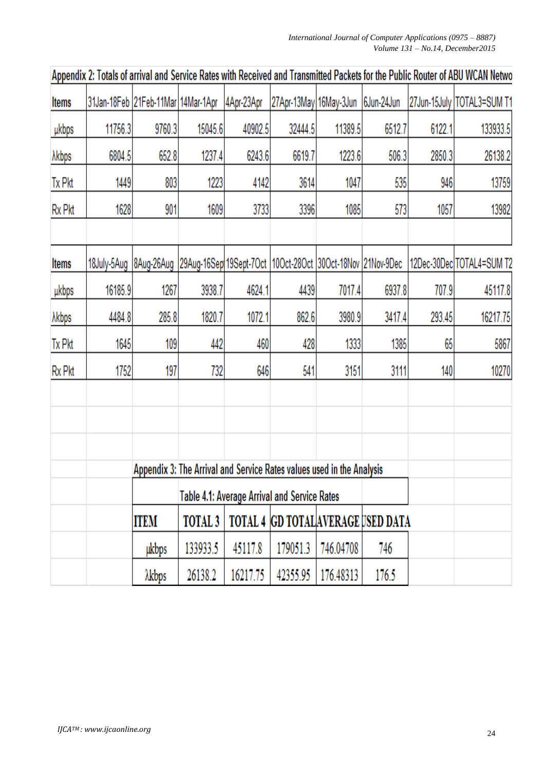## Appendix 2: Totals of arrival and Service Rates with Received and Transmitted Packets for the Public Router of ABU WCAN Netwo

| Items | 31Jan-18Feb | 21Feb-11Mar | 14Mar-1Apr | 4Apr-23Apr | 27Apr-13May | 16May-3Jun | 6Jun-24Jun | 27Jun-15July | TOTAL3=SUM T1 |
|---|---|---|---|---|---|---|---|---|---|
| µkbps | 11756.3 | 9760.3 | 15045.6 | 40902.5 | 32444.5 | 11389.5 | 6512.7 | 6122.1 | 133933.5 |
| λkbps | 6804.5 | 652.8 | 1237.4 | 6243.6 | 6619.7 | 1223.6 | 506.3 | 2850.3 | 26138.2 |
| Tx Pkt | 1449 | 803 | 1223 | 4142 | 3614 | 1047 | 535 | 946 | 13759 |
| Rx Pkt | 1628 | 901 | 1609 | 3733 | 3396 | 1085 | 573 | 1057 | 13982 |

| Items | 18July-5Aug | 8Aug-26Aug | 29Aug-16Sep | 19Sept-7Oct | 10Oct-28Oct | 30Oct-18Nov | 21Nov-9Dec | 12Dec-30Dec | TOTAL4=SUM T2 |
|---|---|---|---|---|---|---|---|---|---|
| µkbps | 16185.9 | 1267 | 3938.7 | 4624.1 | 4439 | 7017.4 | 6937.8 | 707.9 | 45117.8 |
| λkbps | 4484.8 | 285.8 | 1820.7 | 1072.1 | 862.6 | 3980.9 | 3417.4 | 293.45 | 16217.75 |
| Tx Pkt | 1645 | 109 | 442 | 460 | 428 | 1333 | 1385 | 65 | 5867 |
| Rx Pkt | 1752 | 197 | 732 | 646 | 541 | 3151 | 3111 | 140 | 10270 |

## Appendix 3: The Arrival and Service Rates values used in the Analysis

Table 4.1: Average Arrival and Service Rates

| ITEM | TOTAL 3 | TOTAL 4 | GD TOTAL | AVERAGE | USED DATA |
|---|---|---|---|---|---|
| µkbps | 133933.5 | 45117.8 | 179051.3 | 746.04708 | 746 |
| λkbps | 26138.2 | 16217.75 | 42355.95 | 176.48313 | 176.5 |